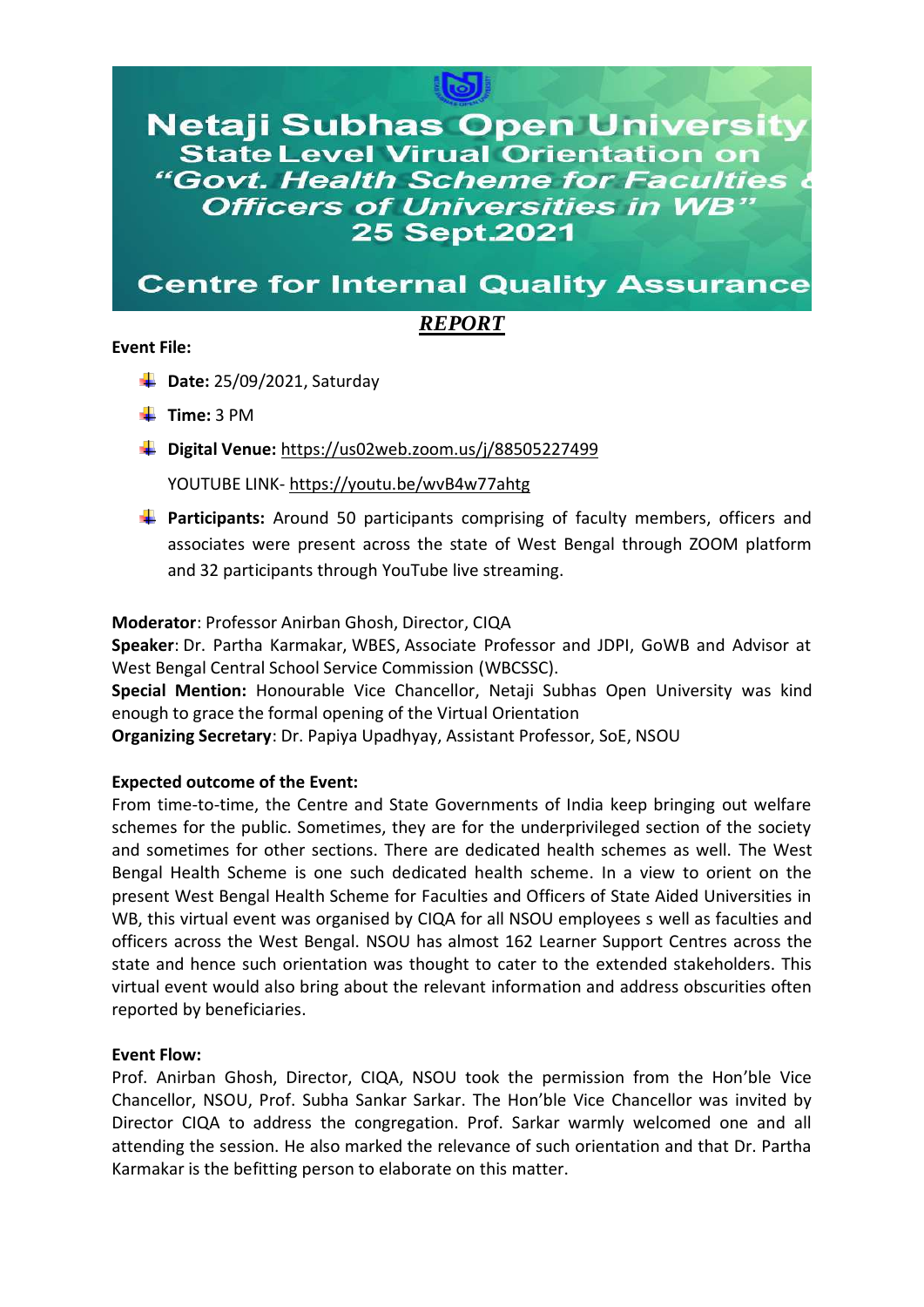# Netaji Subhas Open University

## State Level Virual Orientation on "Govt. Health Scheme for Faculties & Officers of Universities in WB"

## 25 Sept.2021

## Centre for Internal Quality Assurance

***REPORT***

**Event File:**

- **Date:** 25/09/2021, Saturday
- **Time:** 3 PM
- **Digital Venue:** https://us02web.zoom.us/j/88505227499

  YOUTUBE LINK- https://youtu.be/wvB4w77ahtg
- **Participants:** Around 50 participants comprising of faculty members, officers and associates were present across the state of West Bengal through ZOOM platform and 32 participants through YouTube live streaming.

**Moderator**: Professor Anirban Ghosh, Director, CIQA
**Speaker**: Dr. Partha Karmakar, WBES, Associate Professor and JDPI, GoWB and Advisor at West Bengal Central School Service Commission (WBCSSC).
**Special Mention:** Honourable Vice Chancellor, Netaji Subhas Open University was kind enough to grace the formal opening of the Virtual Orientation
**Organizing Secretary**: Dr. Papiya Upadhyay, Assistant Professor, SoE, NSOU

**Expected outcome of the Event:**
From time-to-time, the Centre and State Governments of India keep bringing out welfare schemes for the public. Sometimes, they are for the underprivileged section of the society and sometimes for other sections. There are dedicated health schemes as well. The West Bengal Health Scheme is one such dedicated health scheme. In a view to orient on the present West Bengal Health Scheme for Faculties and Officers of State Aided Universities in WB, this virtual event was organised by CIQA for all NSOU employees s well as faculties and officers across the West Bengal. NSOU has almost 162 Learner Support Centres across the state and hence such orientation was thought to cater to the extended stakeholders. This virtual event would also bring about the relevant information and address obscurities often reported by beneficiaries.

**Event Flow:**
Prof. Anirban Ghosh, Director, CIQA, NSOU took the permission from the Hon'ble Vice Chancellor, NSOU, Prof. Subha Sankar Sarkar. The Hon'ble Vice Chancellor was invited by Director CIQA to address the congregation. Prof. Sarkar warmly welcomed one and all attending the session. He also marked the relevance of such orientation and that Dr. Partha Karmakar is the befitting person to elaborate on this matter.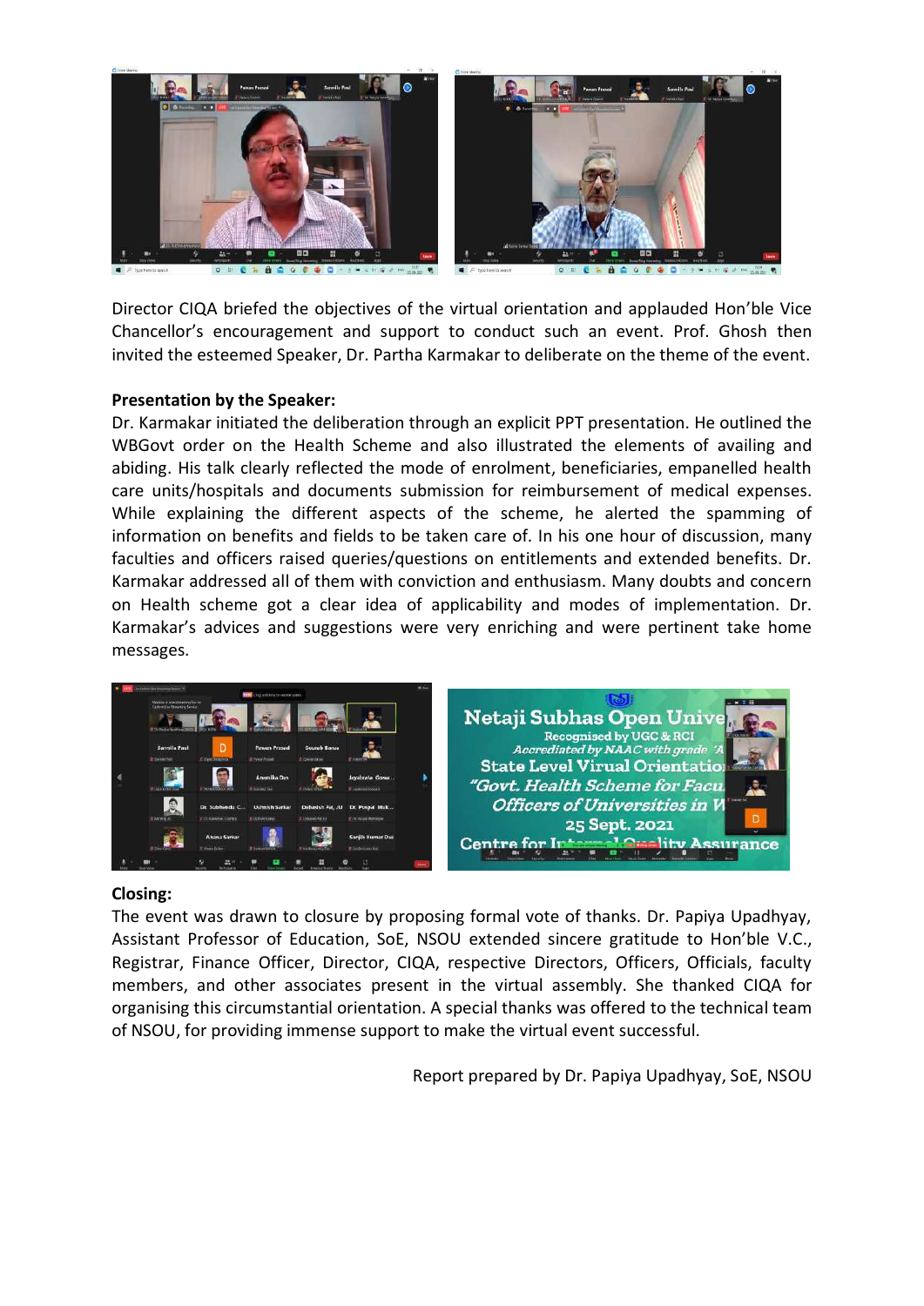Director CIQA briefed the objectives of the virtual orientation and applauded Hon'ble Vice Chancellor's encouragement and support to conduct such an event. Prof. Ghosh then invited the esteemed Speaker, Dr. Partha Karmakar to deliberate on the theme of the event.

**Presentation by the Speaker:**

Dr. Karmakar initiated the deliberation through an explicit PPT presentation. He outlined the WBGovt order on the Health Scheme and also illustrated the elements of availing and abiding. His talk clearly reflected the mode of enrolment, beneficiaries, empanelled health care units/hospitals and documents submission for reimbursement of medical expenses. While explaining the different aspects of the scheme, he alerted the spamming of information on benefits and fields to be taken care of. In his one hour of discussion, many faculties and officers raised queries/questions on entitlements and extended benefits. Dr. Karmakar addressed all of them with conviction and enthusiasm. Many doubts and concern on Health scheme got a clear idea of applicability and modes of implementation. Dr. Karmakar's advices and suggestions were very enriching and were pertinent take home messages.

**Closing:**

The event was drawn to closure by proposing formal vote of thanks. Dr. Papiya Upadhyay, Assistant Professor of Education, SoE, NSOU extended sincere gratitude to Hon'ble V.C., Registrar, Finance Officer, Director, CIQA, respective Directors, Officers, Officials, faculty members, and other associates present in the virtual assembly. She thanked CIQA for organising this circumstantial orientation. A special thanks was offered to the technical team of NSOU, for providing immense support to make the virtual event successful.

Report prepared by Dr. Papiya Upadhyay, SoE, NSOU